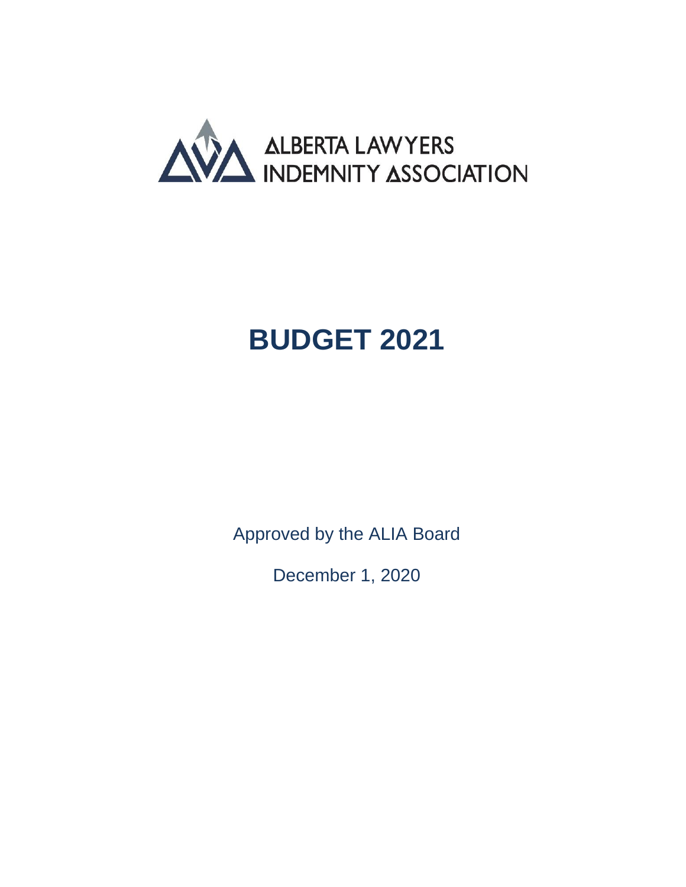ALBERTA LAWYERS INDEMNITY ASSOCIATION

# BUDGET 2021

Approved by the ALIA Board

December 1, 2020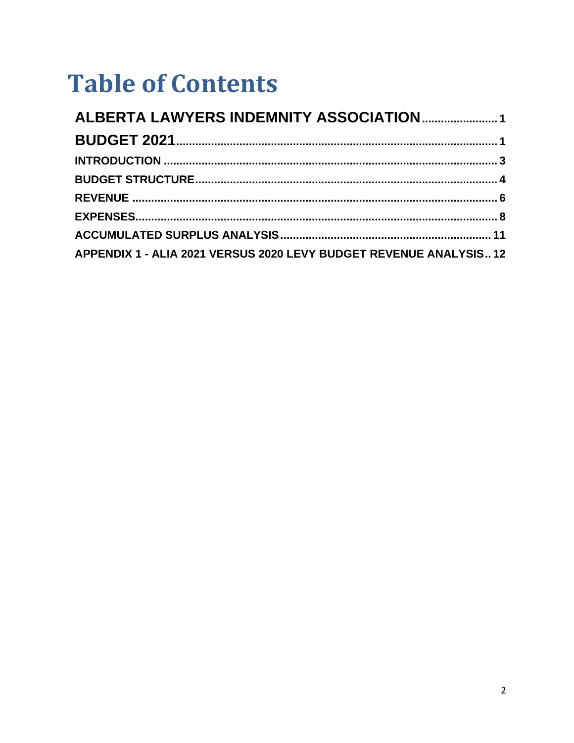# Table of Contents

| | |
|---|---|
| **ALBERTA LAWYERS INDEMNITY ASSOCIATION** | 1 |
| **BUDGET 2021** | 1 |
| **INTRODUCTION** | 3 |
| **BUDGET STRUCTURE** | 4 |
| **REVENUE** | 6 |
| **EXPENSES** | 8 |
| **ACCUMULATED SURPLUS ANALYSIS** | 11 |
| **APPENDIX 1 - ALIA 2021 VERSUS 2020 LEVY BUDGET REVENUE ANALYSIS** | 12 |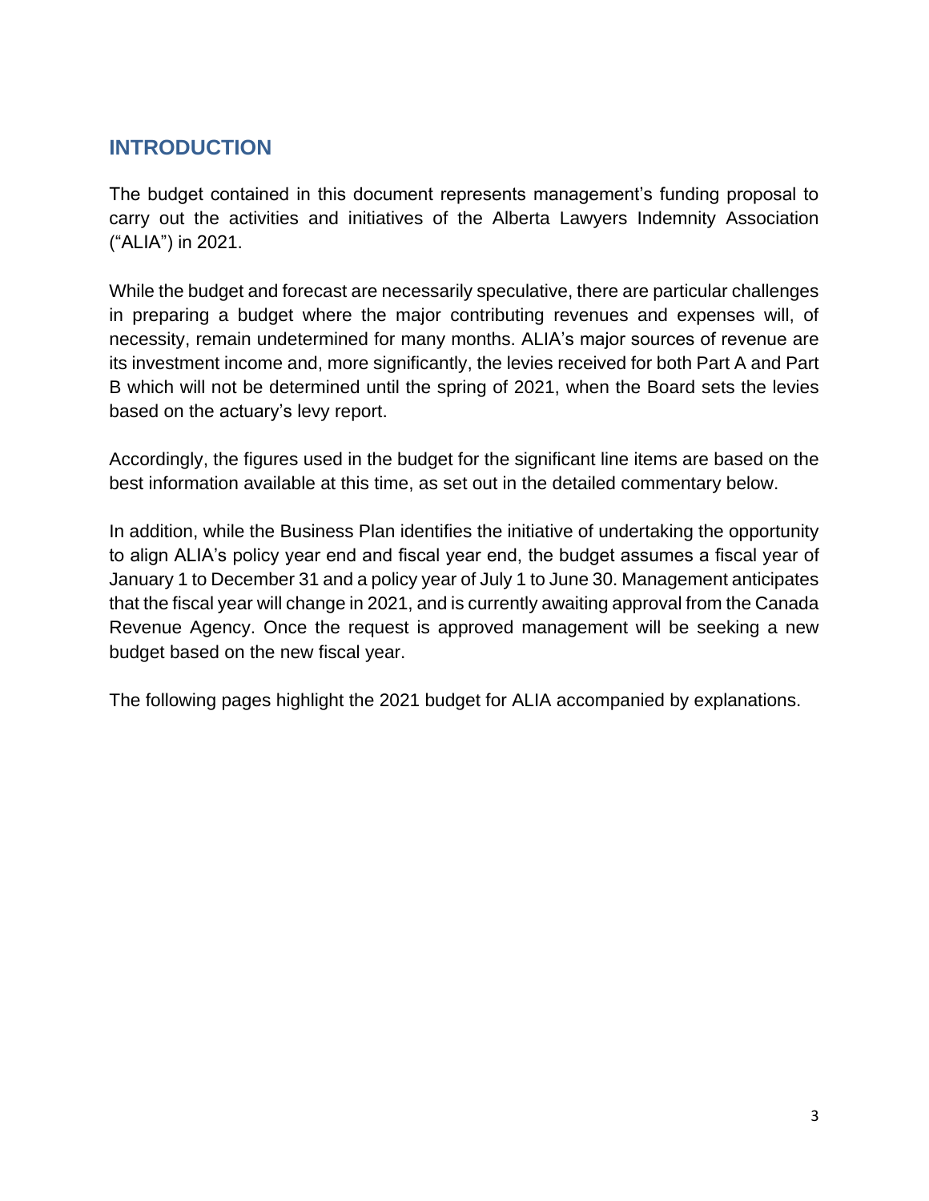## INTRODUCTION

The budget contained in this document represents management's funding proposal to carry out the activities and initiatives of the Alberta Lawyers Indemnity Association ("ALIA") in 2021.

While the budget and forecast are necessarily speculative, there are particular challenges in preparing a budget where the major contributing revenues and expenses will, of necessity, remain undetermined for many months. ALIA's major sources of revenue are its investment income and, more significantly, the levies received for both Part A and Part B which will not be determined until the spring of 2021, when the Board sets the levies based on the actuary's levy report.

Accordingly, the figures used in the budget for the significant line items are based on the best information available at this time, as set out in the detailed commentary below.

In addition, while the Business Plan identifies the initiative of undertaking the opportunity to align ALIA's policy year end and fiscal year end, the budget assumes a fiscal year of January 1 to December 31 and a policy year of July 1 to June 30. Management anticipates that the fiscal year will change in 2021, and is currently awaiting approval from the Canada Revenue Agency. Once the request is approved management will be seeking a new budget based on the new fiscal year.

The following pages highlight the 2021 budget for ALIA accompanied by explanations.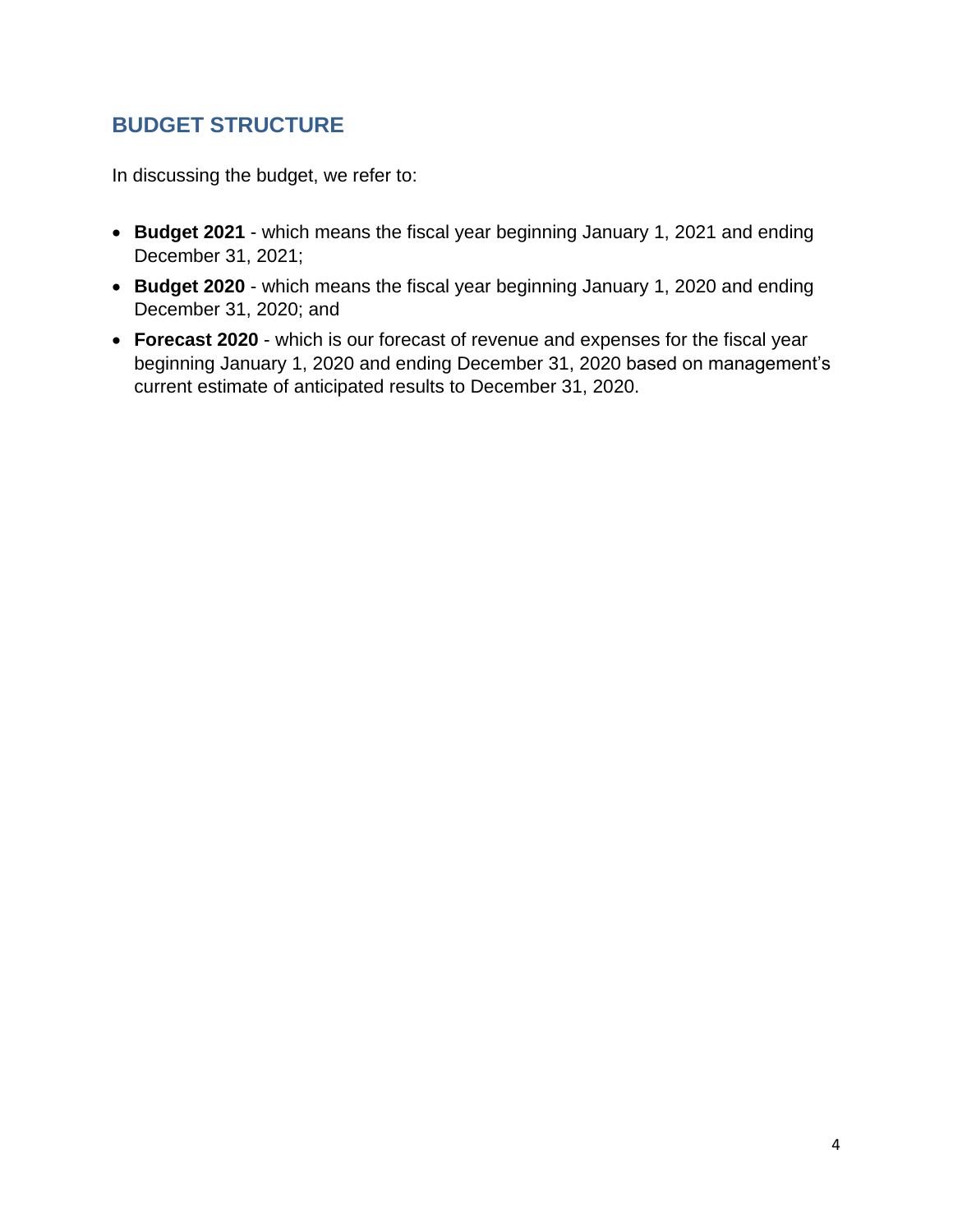## BUDGET STRUCTURE

In discussing the budget, we refer to:

- **Budget 2021** - which means the fiscal year beginning January 1, 2021 and ending December 31, 2021;
- **Budget 2020** - which means the fiscal year beginning January 1, 2020 and ending December 31, 2020; and
- **Forecast 2020** - which is our forecast of revenue and expenses for the fiscal year beginning January 1, 2020 and ending December 31, 2020 based on management's current estimate of anticipated results to December 31, 2020.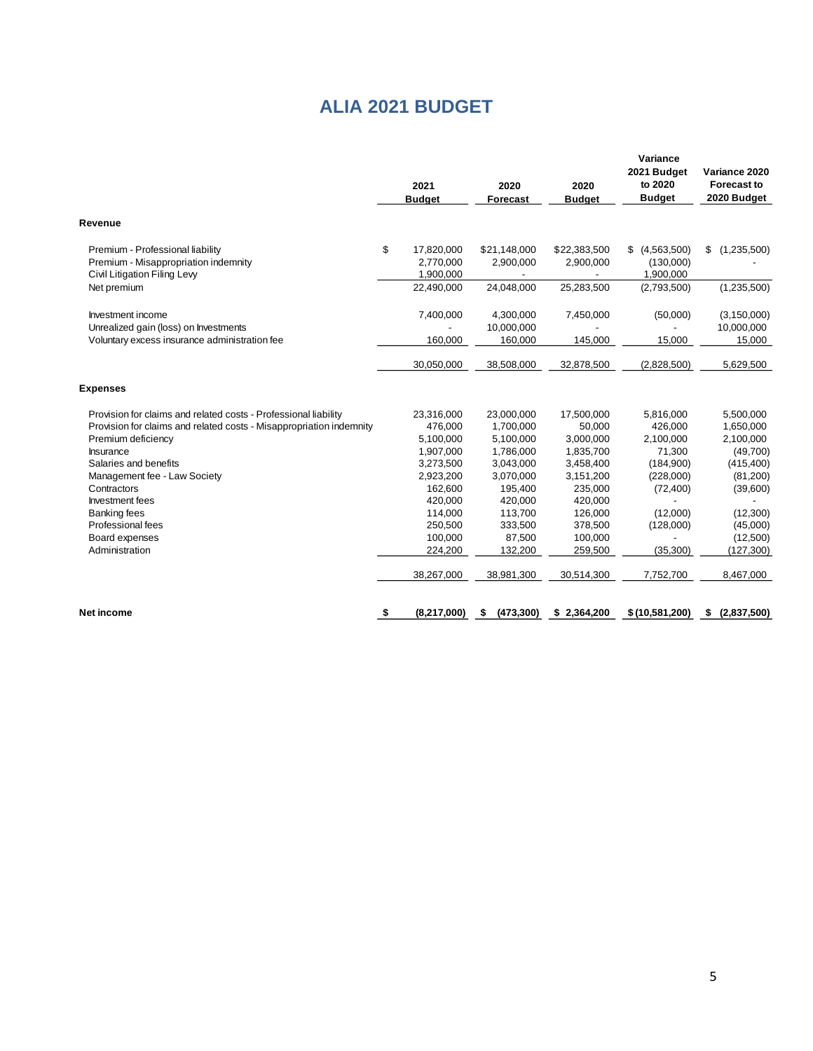# ALIA 2021 BUDGET

| | 2021 Budget | 2020 Forecast | 2020 Budget | Variance 2021 Budget to 2020 Budget | Variance 2020 Forecast to 2020 Budget |
|---|---|---|---|---|---|
| **Revenue** | | | | | |
| Premium - Professional liability | $ 17,820,000 | $21,148,000 | $22,383,500 | $ (4,563,500) | $ (1,235,500) |
| Premium - Misappropriation indemnity | 2,770,000 | 2,900,000 | 2,900,000 | (130,000) | - |
| Civil Litigation Filing Levy | 1,900,000 | - | - | 1,900,000 | |
| Net premium | 22,490,000 | 24,048,000 | 25,283,500 | (2,793,500) | (1,235,500) |
| Investment income | 7,400,000 | 4,300,000 | 7,450,000 | (50,000) | (3,150,000) |
| Unrealized gain (loss) on Investments | - | 10,000,000 | - | - | 10,000,000 |
| Voluntary excess insurance administration fee | 160,000 | 160,000 | 145,000 | 15,000 | 15,000 |
| | 30,050,000 | 38,508,000 | 32,878,500 | (2,828,500) | 5,629,500 |
| **Expenses** | | | | | |
| Provision for claims and related costs - Professional liability | 23,316,000 | 23,000,000 | 17,500,000 | 5,816,000 | 5,500,000 |
| Provision for claims and related costs - Misappropriation indemnity | 476,000 | 1,700,000 | 50,000 | 426,000 | 1,650,000 |
| Premium deficiency | 5,100,000 | 5,100,000 | 3,000,000 | 2,100,000 | 2,100,000 |
| Insurance | 1,907,000 | 1,786,000 | 1,835,700 | 71,300 | (49,700) |
| Salaries and benefits | 3,273,500 | 3,043,000 | 3,458,400 | (184,900) | (415,400) |
| Management fee - Law Society | 2,923,200 | 3,070,000 | 3,151,200 | (228,000) | (81,200) |
| Contractors | 162,600 | 195,400 | 235,000 | (72,400) | (39,600) |
| Investment fees | 420,000 | 420,000 | 420,000 | - | - |
| Banking fees | 114,000 | 113,700 | 126,000 | (12,000) | (12,300) |
| Professional fees | 250,500 | 333,500 | 378,500 | (128,000) | (45,000) |
| Board expenses | 100,000 | 87,500 | 100,000 | - | (12,500) |
| Administration | 224,200 | 132,200 | 259,500 | (35,300) | (127,300) |
| | 38,267,000 | 38,981,300 | 30,514,300 | 7,752,700 | 8,467,000 |
| **Net income** | **$ (8,217,000)** | **$ (473,300)** | **$ 2,364,200** | **$ (10,581,200)** | **$ (2,837,500)** |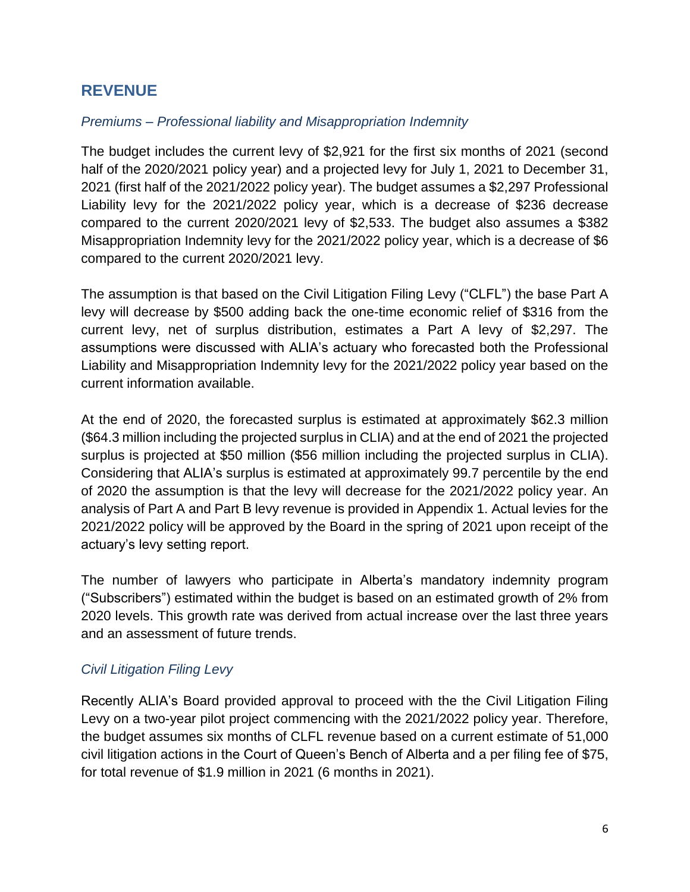## REVENUE

### *Premiums – Professional liability and Misappropriation Indemnity*

The budget includes the current levy of $2,921 for the first six months of 2021 (second half of the 2020/2021 policy year) and a projected levy for July 1, 2021 to December 31, 2021 (first half of the 2021/2022 policy year). The budget assumes a $2,297 Professional Liability levy for the 2021/2022 policy year, which is a decrease of $236 decrease compared to the current 2020/2021 levy of $2,533. The budget also assumes a $382 Misappropriation Indemnity levy for the 2021/2022 policy year, which is a decrease of $6 compared to the current 2020/2021 levy.

The assumption is that based on the Civil Litigation Filing Levy ("CLFL") the base Part A levy will decrease by $500 adding back the one-time economic relief of $316 from the current levy, net of surplus distribution, estimates a Part A levy of $2,297. The assumptions were discussed with ALIA's actuary who forecasted both the Professional Liability and Misappropriation Indemnity levy for the 2021/2022 policy year based on the current information available.

At the end of 2020, the forecasted surplus is estimated at approximately $62.3 million ($64.3 million including the projected surplus in CLIA) and at the end of 2021 the projected surplus is projected at $50 million ($56 million including the projected surplus in CLIA). Considering that ALIA's surplus is estimated at approximately 99.7 percentile by the end of 2020 the assumption is that the levy will decrease for the 2021/2022 policy year. An analysis of Part A and Part B levy revenue is provided in Appendix 1. Actual levies for the 2021/2022 policy will be approved by the Board in the spring of 2021 upon receipt of the actuary's levy setting report.

The number of lawyers who participate in Alberta's mandatory indemnity program ("Subscribers") estimated within the budget is based on an estimated growth of 2% from 2020 levels. This growth rate was derived from actual increase over the last three years and an assessment of future trends.

### *Civil Litigation Filing Levy*

Recently ALIA's Board provided approval to proceed with the the Civil Litigation Filing Levy on a two-year pilot project commencing with the 2021/2022 policy year. Therefore, the budget assumes six months of CLFL revenue based on a current estimate of 51,000 civil litigation actions in the Court of Queen's Bench of Alberta and a per filing fee of $75, for total revenue of $1.9 million in 2021 (6 months in 2021).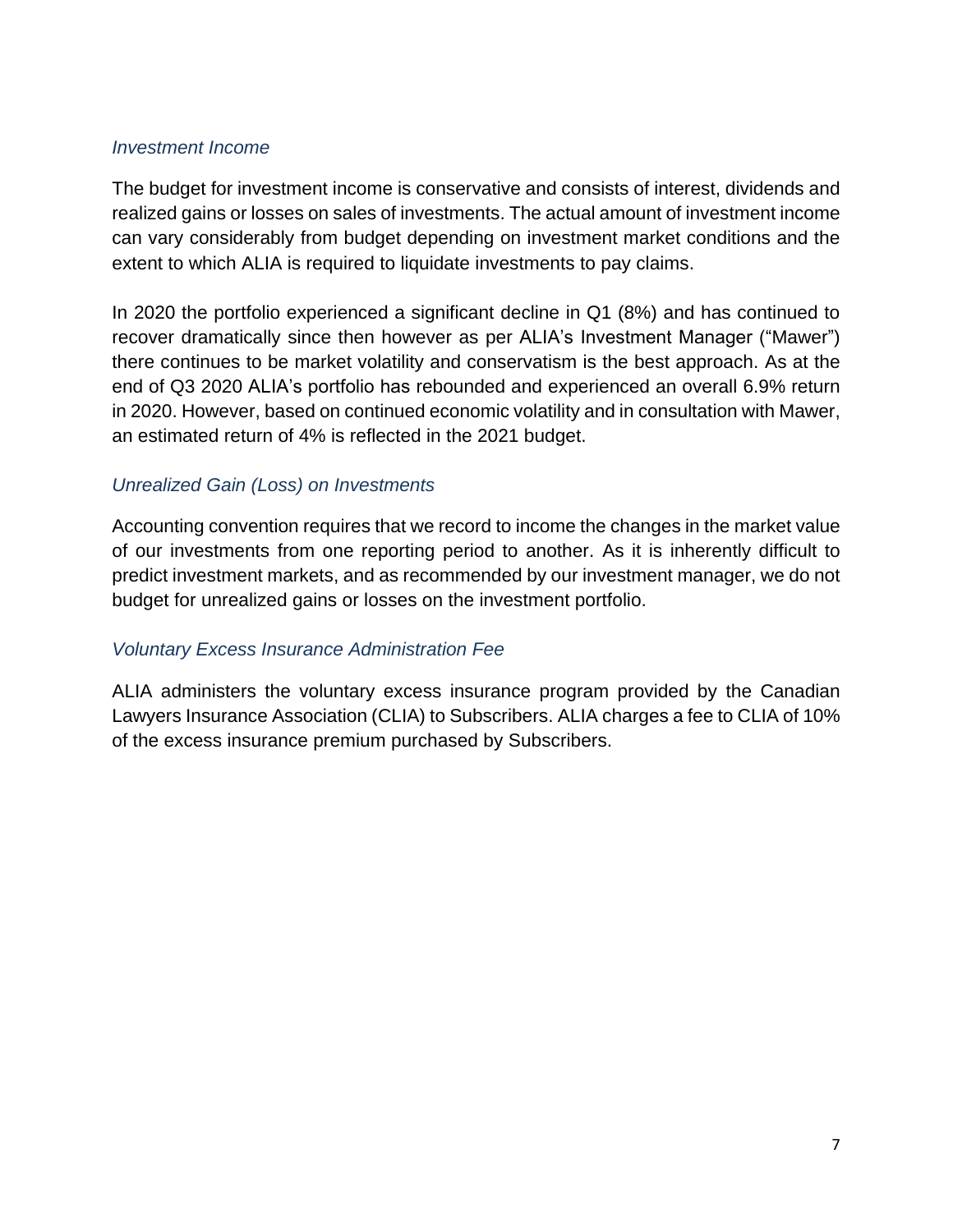### *Investment Income*

The budget for investment income is conservative and consists of interest, dividends and realized gains or losses on sales of investments. The actual amount of investment income can vary considerably from budget depending on investment market conditions and the extent to which ALIA is required to liquidate investments to pay claims.

In 2020 the portfolio experienced a significant decline in Q1 (8%) and has continued to recover dramatically since then however as per ALIA's Investment Manager ("Mawer") there continues to be market volatility and conservatism is the best approach. As at the end of Q3 2020 ALIA's portfolio has rebounded and experienced an overall 6.9% return in 2020. However, based on continued economic volatility and in consultation with Mawer, an estimated return of 4% is reflected in the 2021 budget.

### *Unrealized Gain (Loss) on Investments*

Accounting convention requires that we record to income the changes in the market value of our investments from one reporting period to another. As it is inherently difficult to predict investment markets, and as recommended by our investment manager, we do not budget for unrealized gains or losses on the investment portfolio.

### *Voluntary Excess Insurance Administration Fee*

ALIA administers the voluntary excess insurance program provided by the Canadian Lawyers Insurance Association (CLIA) to Subscribers. ALIA charges a fee to CLIA of 10% of the excess insurance premium purchased by Subscribers.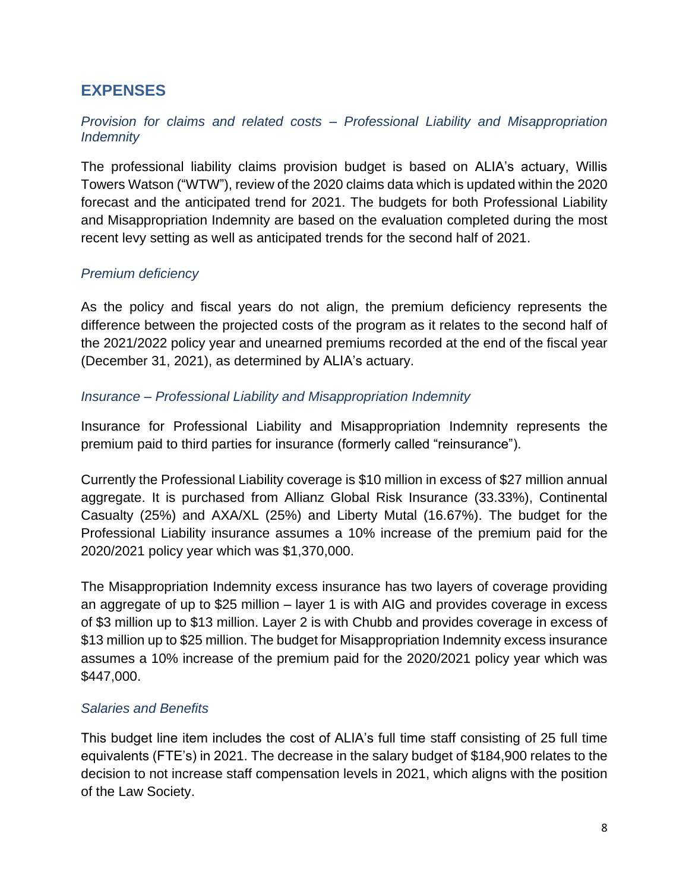## EXPENSES

### *Provision for claims and related costs – Professional Liability and Misappropriation Indemnity*

The professional liability claims provision budget is based on ALIA's actuary, Willis Towers Watson ("WTW"), review of the 2020 claims data which is updated within the 2020 forecast and the anticipated trend for 2021. The budgets for both Professional Liability and Misappropriation Indemnity are based on the evaluation completed during the most recent levy setting as well as anticipated trends for the second half of 2021.

### *Premium deficiency*

As the policy and fiscal years do not align, the premium deficiency represents the difference between the projected costs of the program as it relates to the second half of the 2021/2022 policy year and unearned premiums recorded at the end of the fiscal year (December 31, 2021), as determined by ALIA's actuary.

### *Insurance – Professional Liability and Misappropriation Indemnity*

Insurance for Professional Liability and Misappropriation Indemnity represents the premium paid to third parties for insurance (formerly called "reinsurance").

Currently the Professional Liability coverage is $10 million in excess of $27 million annual aggregate. It is purchased from Allianz Global Risk Insurance (33.33%), Continental Casualty (25%) and AXA/XL (25%) and Liberty Mutal (16.67%). The budget for the Professional Liability insurance assumes a 10% increase of the premium paid for the 2020/2021 policy year which was $1,370,000.

The Misappropriation Indemnity excess insurance has two layers of coverage providing an aggregate of up to $25 million – layer 1 is with AIG and provides coverage in excess of $3 million up to $13 million. Layer 2 is with Chubb and provides coverage in excess of $13 million up to $25 million. The budget for Misappropriation Indemnity excess insurance assumes a 10% increase of the premium paid for the 2020/2021 policy year which was $447,000.

### *Salaries and Benefits*

This budget line item includes the cost of ALIA's full time staff consisting of 25 full time equivalents (FTE's) in 2021. The decrease in the salary budget of $184,900 relates to the decision to not increase staff compensation levels in 2021, which aligns with the position of the Law Society.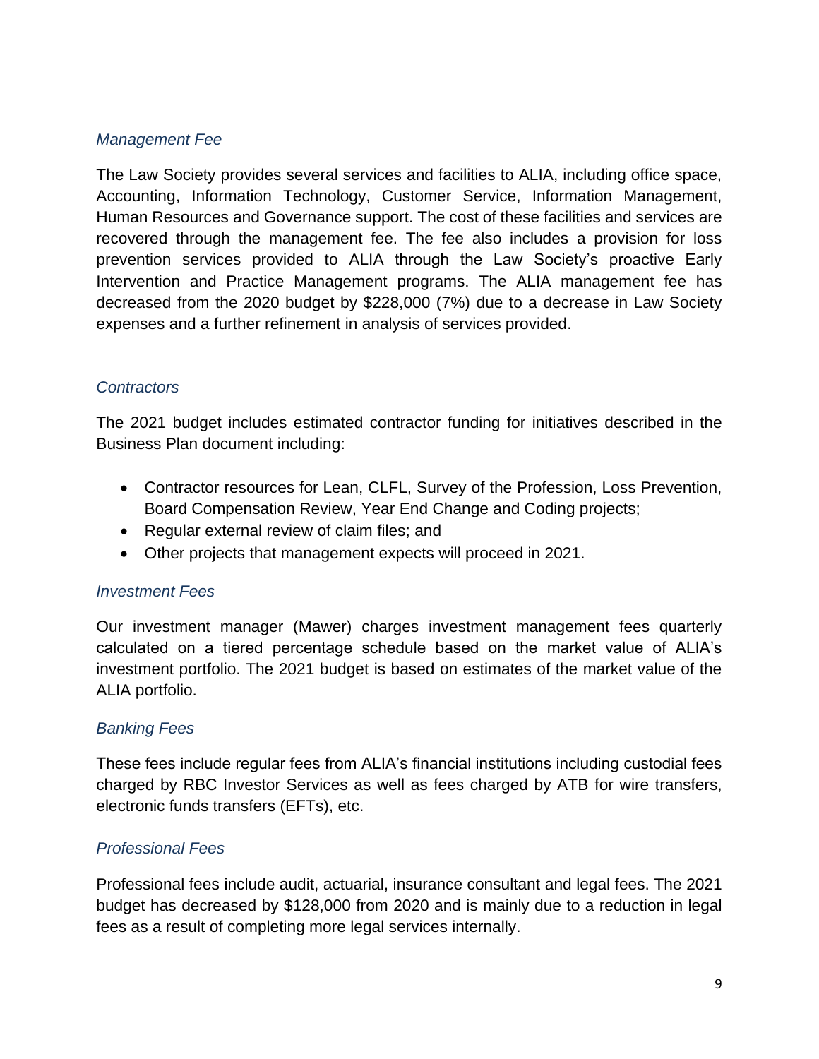*Management Fee*

The Law Society provides several services and facilities to ALIA, including office space, Accounting, Information Technology, Customer Service, Information Management, Human Resources and Governance support. The cost of these facilities and services are recovered through the management fee. The fee also includes a provision for loss prevention services provided to ALIA through the Law Society's proactive Early Intervention and Practice Management programs. The ALIA management fee has decreased from the 2020 budget by $228,000 (7%) due to a decrease in Law Society expenses and a further refinement in analysis of services provided.

*Contractors*

The 2021 budget includes estimated contractor funding for initiatives described in the Business Plan document including:

- Contractor resources for Lean, CLFL, Survey of the Profession, Loss Prevention, Board Compensation Review, Year End Change and Coding projects;
- Regular external review of claim files; and
- Other projects that management expects will proceed in 2021.

*Investment Fees*

Our investment manager (Mawer) charges investment management fees quarterly calculated on a tiered percentage schedule based on the market value of ALIA's investment portfolio. The 2021 budget is based on estimates of the market value of the ALIA portfolio.

*Banking Fees*

These fees include regular fees from ALIA's financial institutions including custodial fees charged by RBC Investor Services as well as fees charged by ATB for wire transfers, electronic funds transfers (EFTs), etc.

*Professional Fees*

Professional fees include audit, actuarial, insurance consultant and legal fees. The 2021 budget has decreased by $128,000 from 2020 and is mainly due to a reduction in legal fees as a result of completing more legal services internally.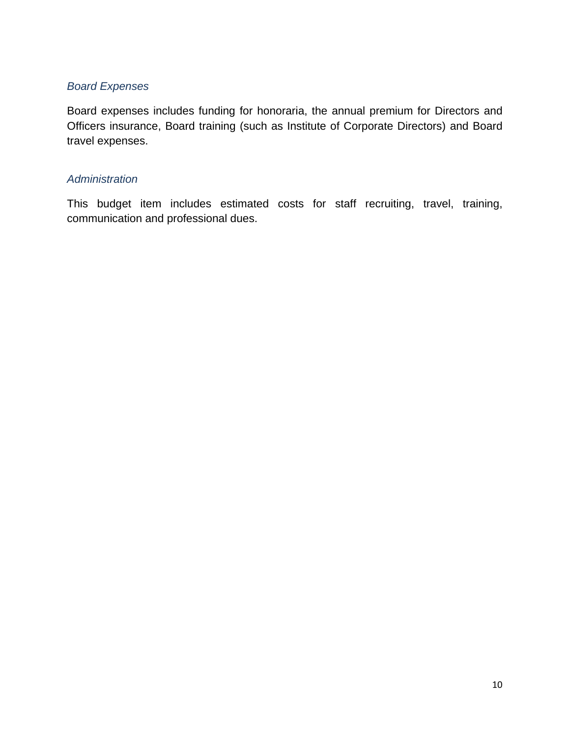*Board Expenses*

Board expenses includes funding for honoraria, the annual premium for Directors and Officers insurance, Board training (such as Institute of Corporate Directors) and Board travel expenses.

*Administration*

This budget item includes estimated costs for staff recruiting, travel, training, communication and professional dues.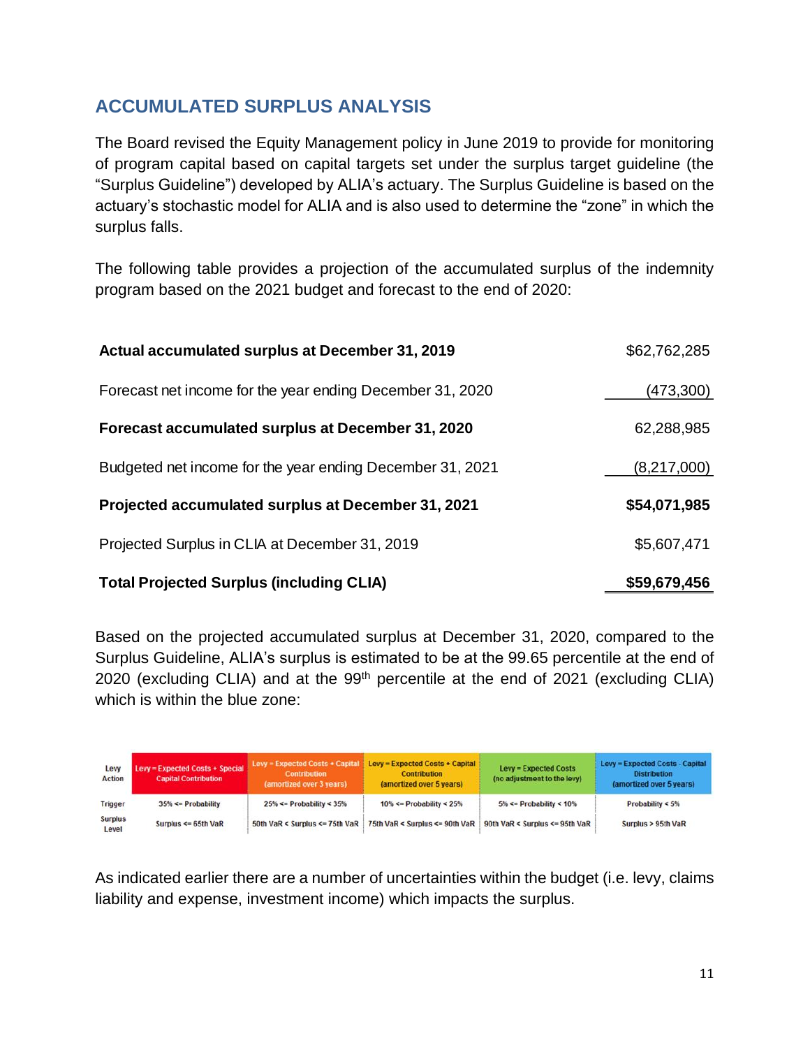## ACCUMULATED SURPLUS ANALYSIS

The Board revised the Equity Management policy in June 2019 to provide for monitoring of program capital based on capital targets set under the surplus target guideline (the "Surplus Guideline") developed by ALIA's actuary. The Surplus Guideline is based on the actuary's stochastic model for ALIA and is also used to determine the "zone" in which the surplus falls.

The following table provides a projection of the accumulated surplus of the indemnity program based on the 2021 budget and forecast to the end of 2020:

| | |
|---|---|
| **Actual accumulated surplus at December 31, 2019** | $62,762,285 |
| Forecast net income for the year ending December 31, 2020 | (473,300) |
| **Forecast accumulated surplus at December 31, 2020** | 62,288,985 |
| Budgeted net income for the year ending December 31, 2021 | (8,217,000) |
| **Projected accumulated surplus at December 31, 2021** | **$54,071,985** |
| Projected Surplus in CLIA at December 31, 2019 | $5,607,471 |
| **Total Projected Surplus (including CLIA)** | **$59,679,456** |

Based on the projected accumulated surplus at December 31, 2020, compared to the Surplus Guideline, ALIA's surplus is estimated to be at the 99.65 percentile at the end of 2020 (excluding CLIA) and at the 99th percentile at the end of 2021 (excluding CLIA) which is within the blue zone:

| Levy Action | Levy = Expected Costs + Special Capital Contribution | Levy = Expected Costs + Capital Contribution (amortized over 3 years) | Levy = Expected Costs + Capital Contribution (amortized over 5 years) | Levy = Expected Costs (no adjustment to the levy) | Levy = Expected Costs - Capital Distribution (amortized over 5 years) |
|---|---|---|---|---|---|
| Trigger | 35% <= Probability | 25% <= Probability < 35% | 10% <= Probability < 25% | 5% <= Probability < 10% | Probability < 5% |
| Surplus Level | Surplus <= 65th VaR | 50th VaR < Surplus <= 75th VaR | 75th VaR < Surplus <= 90th VaR | 90th VaR < Surplus <= 95th VaR | Surplus > 95th VaR |

As indicated earlier there are a number of uncertainties within the budget (i.e. levy, claims liability and expense, investment income) which impacts the surplus.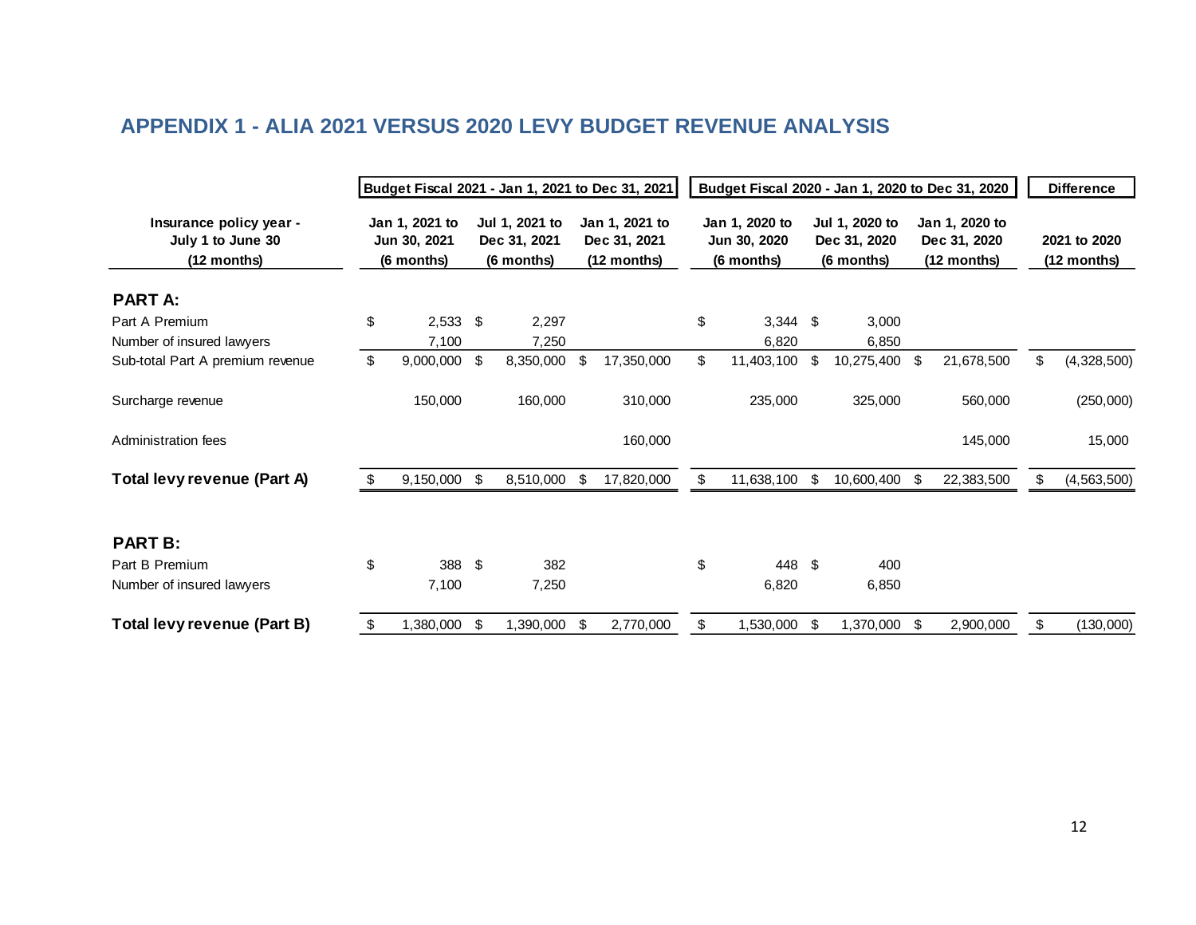## APPENDIX 1 - ALIA 2021 VERSUS 2020 LEVY BUDGET REVENUE ANALYSIS

| | Budget Fiscal 2021 - Jan 1, 2021 to Dec 31, 2021 | | | Budget Fiscal 2020 - Jan 1, 2020 to Dec 31, 2020 | | | Difference |
|---|---|---|---|---|---|---|---|
| Insurance policy year - July 1 to June 30 (12 months) | Jan 1, 2021 to Jun 30, 2021 (6 months) | Jul 1, 2021 to Dec 31, 2021 (6 months) | Jan 1, 2021 to Dec 31, 2021 (12 months) | Jan 1, 2020 to Jun 30, 2020 (6 months) | Jul 1, 2020 to Dec 31, 2020 (6 months) | Jan 1, 2020 to Dec 31, 2020 (12 months) | 2021 to 2020 (12 months) |
| **PART A:** | | | | | | | |
| Part A Premium | $ 2,533 | $ 2,297 | | $ 3,344 | $ 3,000 | | |
| Number of insured lawyers | 7,100 | 7,250 | | 6,820 | 6,850 | | |
| Sub-total Part A premium revenue | $ 9,000,000 | $ 8,350,000 | $ 17,350,000 | $ 11,403,100 | $ 10,275,400 | $ 21,678,500 | $ (4,328,500) |
| Surcharge revenue | 150,000 | 160,000 | 310,000 | 235,000 | 325,000 | 560,000 | (250,000) |
| Administration fees | | | 160,000 | | | 145,000 | 15,000 |
| **Total levy revenue (Part A)** | $ 9,150,000 | $ 8,510,000 | $ 17,820,000 | $ 11,638,100 | $ 10,600,400 | $ 22,383,500 | $ (4,563,500) |
| **PART B:** | | | | | | | |
| Part B Premium | $ 388 | $ 382 | | $ 448 | $ 400 | | |
| Number of insured lawyers | 7,100 | 7,250 | | 6,820 | 6,850 | | |
| **Total levy revenue (Part B)** | $ 1,380,000 | $ 1,390,000 | $ 2,770,000 | $ 1,530,000 | $ 1,370,000 | $ 2,900,000 | $ (130,000) |